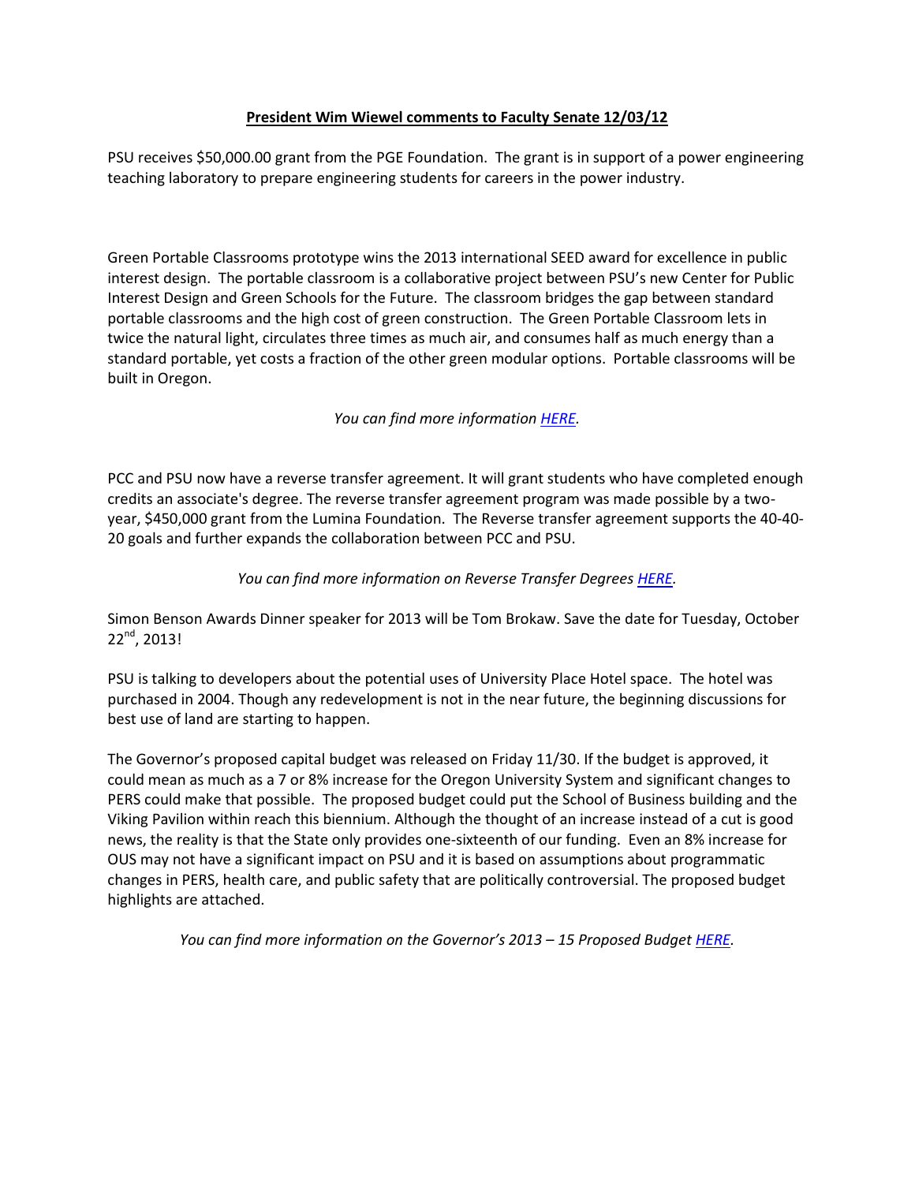**President Wim Wiewel comments to Faculty Senate 12/03/12**

PSU receives $50,000.00 grant from the PGE Foundation. The grant is in support of a power engineering teaching laboratory to prepare engineering students for careers in the power industry.

Green Portable Classrooms prototype wins the 2013 international SEED award for excellence in public interest design. The portable classroom is a collaborative project between PSU's new Center for Public Interest Design and Green Schools for the Future. The classroom bridges the gap between standard portable classrooms and the high cost of green construction. The Green Portable Classroom lets in twice the natural light, circulates three times as much air, and consumes half as much energy than a standard portable, yet costs a fraction of the other green modular options. Portable classrooms will be built in Oregon.

*You can find more information [HERE](#).*

PCC and PSU now have a reverse transfer agreement. It will grant students who have completed enough credits an associate's degree. The reverse transfer agreement program was made possible by a two-year, $450,000 grant from the Lumina Foundation. The Reverse transfer agreement supports the 40-40-20 goals and further expands the collaboration between PCC and PSU.

*You can find more information on Reverse Transfer Degrees [HERE](#).*

Simon Benson Awards Dinner speaker for 2013 will be Tom Brokaw. Save the date for Tuesday, October 22nd, 2013!

PSU is talking to developers about the potential uses of University Place Hotel space. The hotel was purchased in 2004. Though any redevelopment is not in the near future, the beginning discussions for best use of land are starting to happen.

The Governor's proposed capital budget was released on Friday 11/30. If the budget is approved, it could mean as much as a 7 or 8% increase for the Oregon University System and significant changes to PERS could make that possible. The proposed budget could put the School of Business building and the Viking Pavilion within reach this biennium. Although the thought of an increase instead of a cut is good news, the reality is that the State only provides one-sixteenth of our funding. Even an 8% increase for OUS may not have a significant impact on PSU and it is based on assumptions about programmatic changes in PERS, health care, and public safety that are politically controversial. The proposed budget highlights are attached.

*You can find more information on the Governor's 2013 – 15 Proposed Budget [HERE](#).*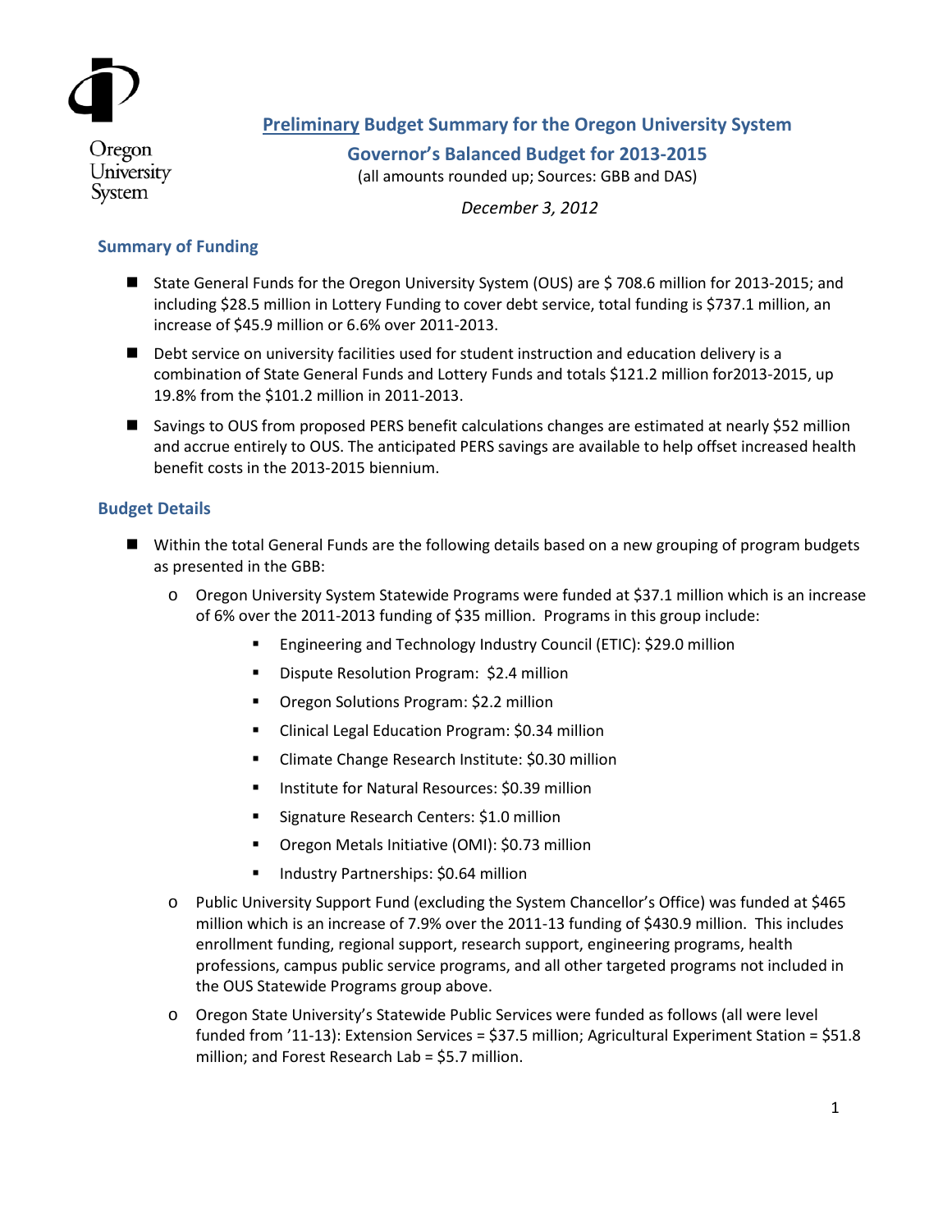Oregon University System

# Preliminary Budget Summary for the Oregon University System

## Governor's Balanced Budget for 2013-2015

(all amounts rounded up; Sources: GBB and DAS)

*December 3, 2012*

## Summary of Funding

- State General Funds for the Oregon University System (OUS) are $ 708.6 million for 2013-2015; and including $28.5 million in Lottery Funding to cover debt service, total funding is $737.1 million, an increase of $45.9 million or 6.6% over 2011-2013.
- Debt service on university facilities used for student instruction and education delivery is a combination of State General Funds and Lottery Funds and totals $121.2 million for2013-2015, up 19.8% from the $101.2 million in 2011-2013.
- Savings to OUS from proposed PERS benefit calculations changes are estimated at nearly $52 million and accrue entirely to OUS. The anticipated PERS savings are available to help offset increased health benefit costs in the 2013-2015 biennium.

## Budget Details

- Within the total General Funds are the following details based on a new grouping of program budgets as presented in the GBB:
  - Oregon University System Statewide Programs were funded at $37.1 million which is an increase of 6% over the 2011-2013 funding of $35 million. Programs in this group include:
    - Engineering and Technology Industry Council (ETIC): $29.0 million
    - Dispute Resolution Program: $2.4 million
    - Oregon Solutions Program: $2.2 million
    - Clinical Legal Education Program: $0.34 million
    - Climate Change Research Institute: $0.30 million
    - Institute for Natural Resources: $0.39 million
    - Signature Research Centers: $1.0 million
    - Oregon Metals Initiative (OMI): $0.73 million
    - Industry Partnerships: $0.64 million
  - Public University Support Fund (excluding the System Chancellor's Office) was funded at $465 million which is an increase of 7.9% over the 2011-13 funding of $430.9 million. This includes enrollment funding, regional support, research support, engineering programs, health professions, campus public service programs, and all other targeted programs not included in the OUS Statewide Programs group above.
  - Oregon State University's Statewide Public Services were funded as follows (all were level funded from '11-13): Extension Services = $37.5 million; Agricultural Experiment Station = $51.8 million; and Forest Research Lab = $5.7 million.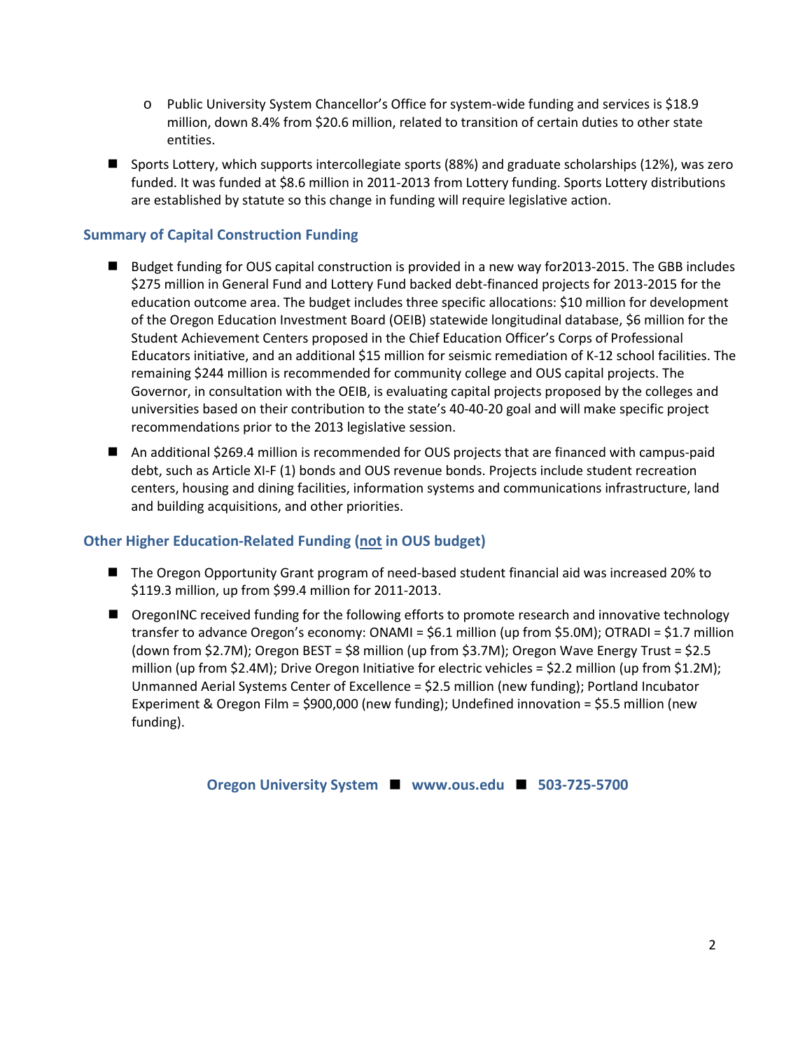- Public University System Chancellor's Office for system-wide funding and services is $18.9 million, down 8.4% from $20.6 million, related to transition of certain duties to other state entities.

- Sports Lottery, which supports intercollegiate sports (88%) and graduate scholarships (12%), was zero funded. It was funded at $8.6 million in 2011-2013 from Lottery funding. Sports Lottery distributions are established by statute so this change in funding will require legislative action.

### Summary of Capital Construction Funding

- Budget funding for OUS capital construction is provided in a new way for2013-2015. The GBB includes $275 million in General Fund and Lottery Fund backed debt-financed projects for 2013-2015 for the education outcome area. The budget includes three specific allocations: $10 million for development of the Oregon Education Investment Board (OEIB) statewide longitudinal database, $6 million for the Student Achievement Centers proposed in the Chief Education Officer's Corps of Professional Educators initiative, and an additional $15 million for seismic remediation of K-12 school facilities. The remaining $244 million is recommended for community college and OUS capital projects. The Governor, in consultation with the OEIB, is evaluating capital projects proposed by the colleges and universities based on their contribution to the state's 40-40-20 goal and will make specific project recommendations prior to the 2013 legislative session.

- An additional $269.4 million is recommended for OUS projects that are financed with campus-paid debt, such as Article XI-F (1) bonds and OUS revenue bonds. Projects include student recreation centers, housing and dining facilities, information systems and communications infrastructure, land and building acquisitions, and other priorities.

### Other Higher Education-Related Funding (<u>not</u> in OUS budget)

- The Oregon Opportunity Grant program of need-based student financial aid was increased 20% to $119.3 million, up from $99.4 million for 2011-2013.

- OregonINC received funding for the following efforts to promote research and innovative technology transfer to advance Oregon's economy: ONAMI = $6.1 million (up from $5.0M); OTRADI = $1.7 million (down from $2.7M); Oregon BEST = $8 million (up from $3.7M); Oregon Wave Energy Trust = $2.5 million (up from $2.4M); Drive Oregon Initiative for electric vehicles = $2.2 million (up from $1.2M); Unmanned Aerial Systems Center of Excellence = $2.5 million (new funding); Portland Incubator Experiment & Oregon Film = $900,000 (new funding); Undefined innovation = $5.5 million (new funding).

**Oregon University System ■ www.ous.edu ■ 503-725-5700**